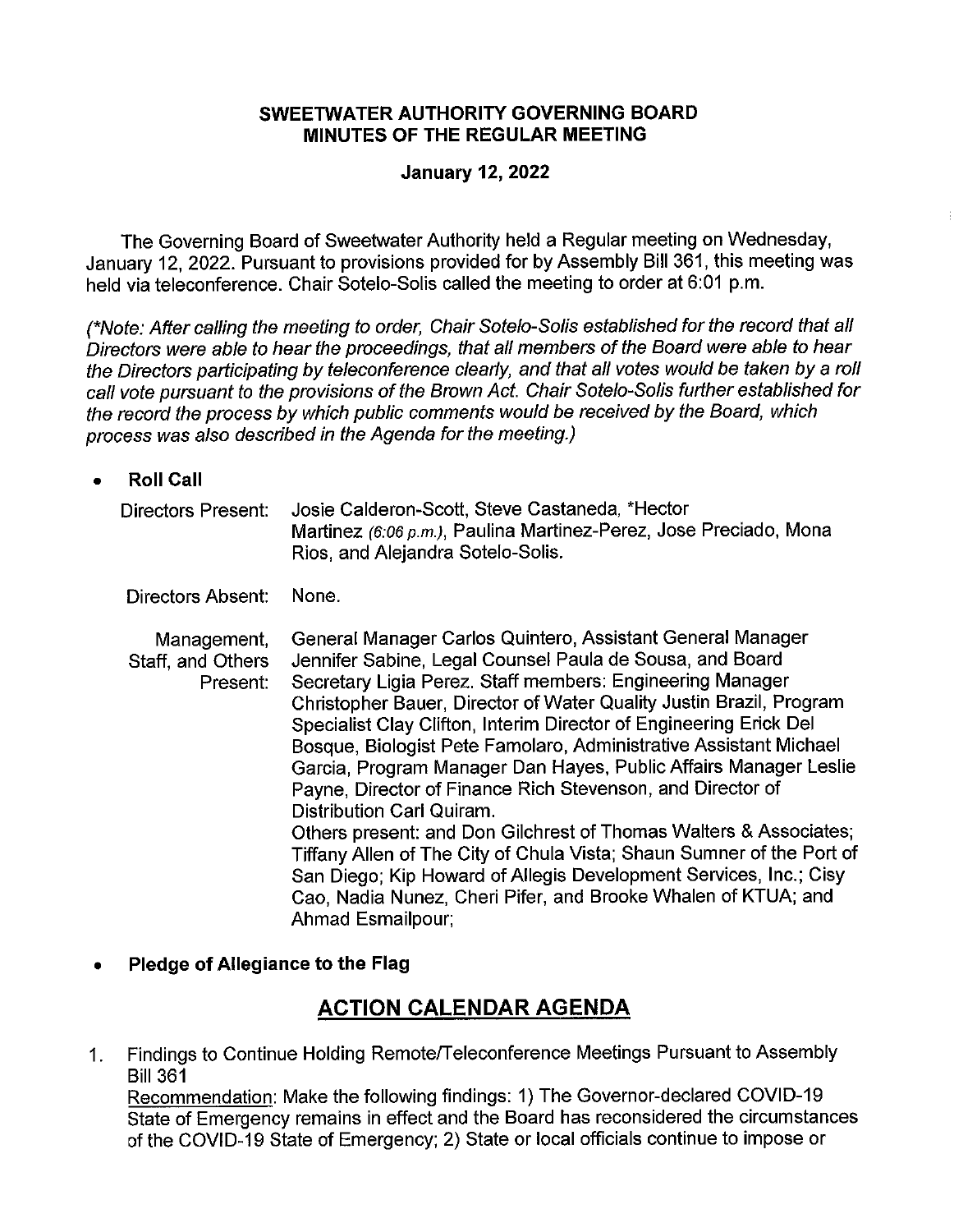# SWEETWATER AUTHORITY GOVERNING BOARD
## MINUTES OF THE REGULAR MEETING

**January 12, 2022**

The Governing Board of Sweetwater Authority held a Regular meeting on Wednesday, January 12, 2022. Pursuant to provisions provided for by Assembly Bill 361, this meeting was held via teleconference. Chair Sotelo-Solis called the meeting to order at 6:01 p.m.

*(\*Note: After calling the meeting to order, Chair Sotelo-Solis established for the record that all Directors were able to hear the proceedings, that all members of the Board were able to hear the Directors participating by teleconference clearly, and that all votes would be taken by a roll call vote pursuant to the provisions of the Brown Act. Chair Sotelo-Solis further established for the record the process by which public comments would be received by the Board, which process was also described in the Agenda for the meeting.)*

- **Roll Call**

| | |
|---|---|
| Directors Present: | Josie Calderon-Scott, Steve Castaneda, \*Hector Martinez *(6:06 p.m.)*, Paulina Martinez-Perez, Jose Preciado, Mona Rios, and Alejandra Sotelo-Solis. |
| Directors Absent: | None. |
| Management, Staff, and Others Present: | General Manager Carlos Quintero, Assistant General Manager Jennifer Sabine, Legal Counsel Paula de Sousa, and Board Secretary Ligia Perez. Staff members: Engineering Manager Christopher Bauer, Director of Water Quality Justin Brazil, Program Specialist Clay Clifton, Interim Director of Engineering Erick Del Bosque, Biologist Pete Famolaro, Administrative Assistant Michael Garcia, Program Manager Dan Hayes, Public Affairs Manager Leslie Payne, Director of Finance Rich Stevenson, and Director of Distribution Carl Quiram. Others present: and Don Gilchrest of Thomas Walters & Associates; Tiffany Allen of The City of Chula Vista; Shaun Sumner of the Port of San Diego; Kip Howard of Allegis Development Services, Inc.; Cisy Cao, Nadia Nunez, Cheri Pifer, and Brooke Whalen of KTUA; and Ahmad Esmailpour; |

- **Pledge of Allegiance to the Flag**

## ACTION CALENDAR AGENDA

1. Findings to Continue Holding Remote/Teleconference Meetings Pursuant to Assembly Bill 361
   Recommendation: Make the following findings: 1) The Governor-declared COVID-19 State of Emergency remains in effect and the Board has reconsidered the circumstances of the COVID-19 State of Emergency; 2) State or local officials continue to impose or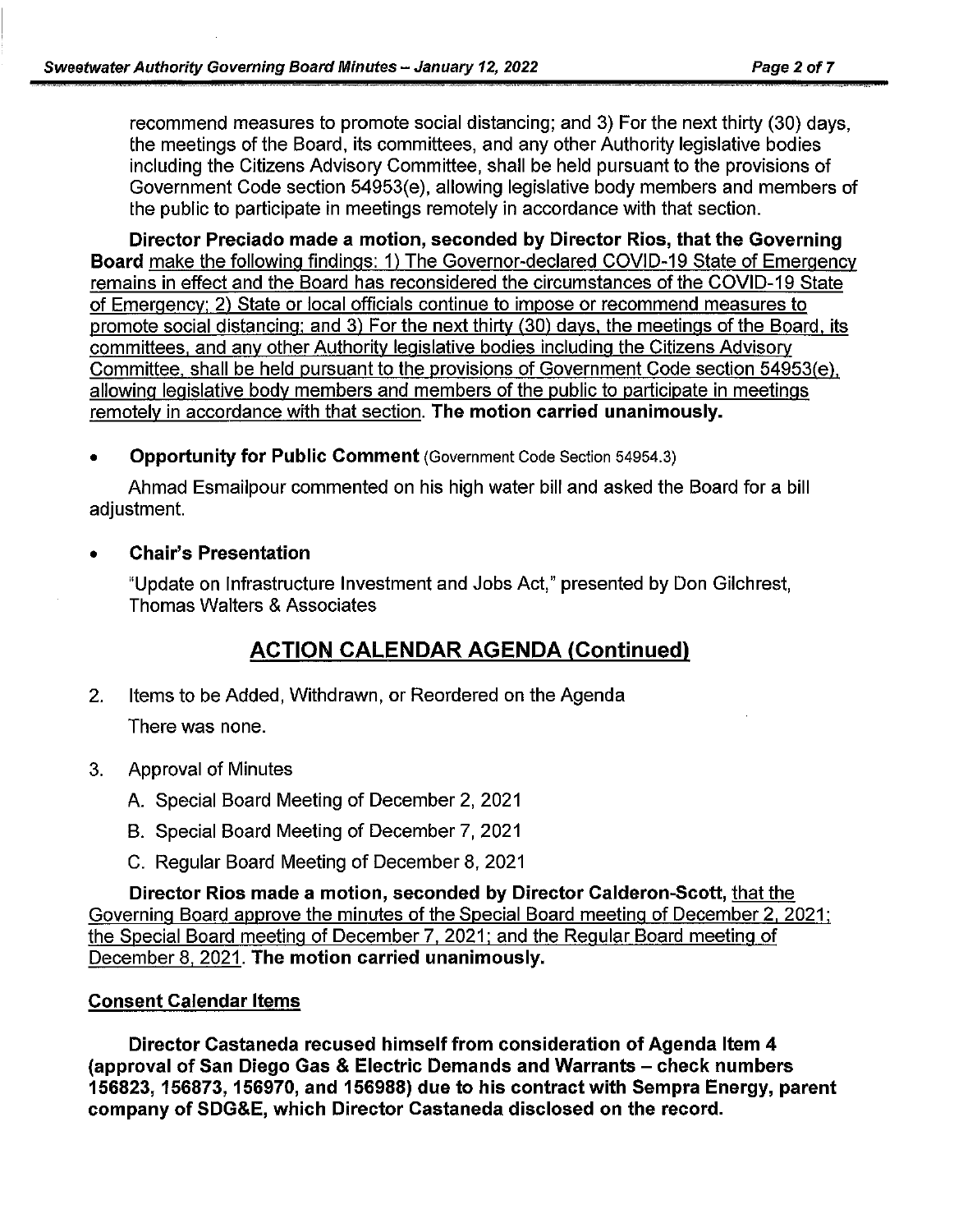recommend measures to promote social distancing; and 3) For the next thirty (30) days, the meetings of the Board, its committees, and any other Authority legislative bodies including the Citizens Advisory Committee, shall be held pursuant to the provisions of Government Code section 54953(e), allowing legislative body members and members of the public to participate in meetings remotely in accordance with that section.

**Director Preciado made a motion, seconded by Director Rios, that the Governing Board** make the following findings: 1) The Governor-declared COVID-19 State of Emergency remains in effect and the Board has reconsidered the circumstances of the COVID-19 State of Emergency; 2) State or local officials continue to impose or recommend measures to promote social distancing; and 3) For the next thirty (30) days, the meetings of the Board, its committees, and any other Authority legislative bodies including the Citizens Advisory Committee, shall be held pursuant to the provisions of Government Code section 54953(e), allowing legislative body members and members of the public to participate in meetings remotely in accordance with that section. **The motion carried unanimously.**

- **Opportunity for Public Comment** (Government Code Section 54954.3)

Ahmad Esmailpour commented on his high water bill and asked the Board for a bill adjustment.

- **Chair's Presentation**

"Update on Infrastructure Investment and Jobs Act," presented by Don Gilchrest, Thomas Walters & Associates

## ACTION CALENDAR AGENDA (Continued)

2. Items to be Added, Withdrawn, or Reordered on the Agenda

   There was none.

3. Approval of Minutes

   A. Special Board Meeting of December 2, 2021

   B. Special Board Meeting of December 7, 2021

   C. Regular Board Meeting of December 8, 2021

**Director Rios made a motion, seconded by Director Calderon-Scott,** that the Governing Board approve the minutes of the Special Board meeting of December 2, 2021; the Special Board meeting of December 7, 2021; and the Regular Board meeting of December 8, 2021. **The motion carried unanimously.**

**Consent Calendar Items**

**Director Castaneda recused himself from consideration of Agenda Item 4 (approval of San Diego Gas & Electric Demands and Warrants – check numbers 156823, 156873, 156970, and 156988) due to his contract with Sempra Energy, parent company of SDG&E, which Director Castaneda disclosed on the record.**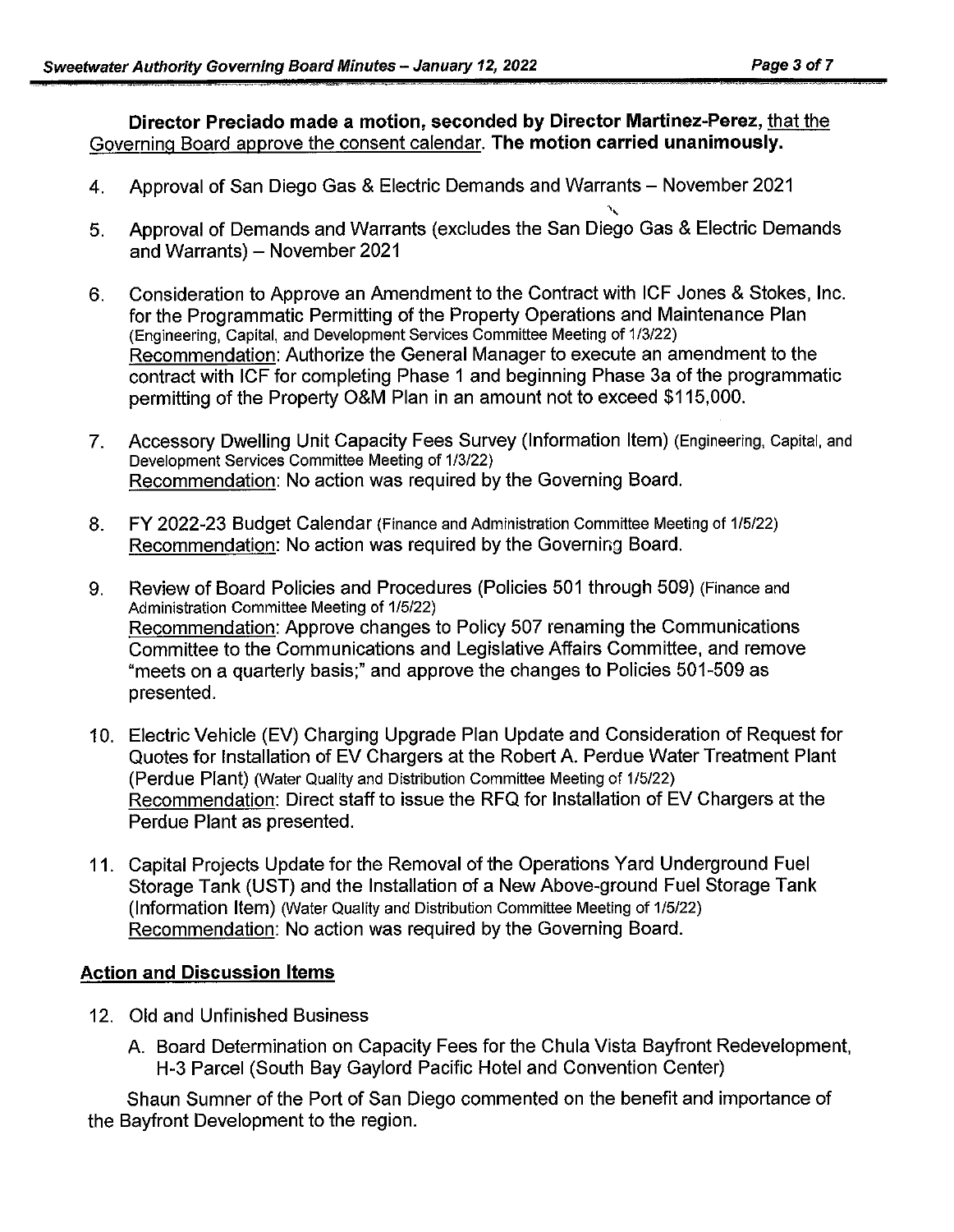**Director Preciado made a motion, seconded by Director Martinez-Perez,** that the Governing Board approve the consent calendar. **The motion carried unanimously.**

4. Approval of San Diego Gas & Electric Demands and Warrants – November 2021

5. Approval of Demands and Warrants (excludes the San Diego Gas & Electric Demands and Warrants) – November 2021

6. Consideration to Approve an Amendment to the Contract with ICF Jones & Stokes, Inc. for the Programmatic Permitting of the Property Operations and Maintenance Plan (Engineering, Capital, and Development Services Committee Meeting of 1/3/22)
   Recommendation: Authorize the General Manager to execute an amendment to the contract with ICF for completing Phase 1 and beginning Phase 3a of the programmatic permitting of the Property O&M Plan in an amount not to exceed $115,000.

7. Accessory Dwelling Unit Capacity Fees Survey (Information Item) (Engineering, Capital, and Development Services Committee Meeting of 1/3/22)
   Recommendation: No action was required by the Governing Board.

8. FY 2022-23 Budget Calendar (Finance and Administration Committee Meeting of 1/5/22)
   Recommendation: No action was required by the Governing Board.

9. Review of Board Policies and Procedures (Policies 501 through 509) (Finance and Administration Committee Meeting of 1/5/22)
   Recommendation: Approve changes to Policy 507 renaming the Communications Committee to the Communications and Legislative Affairs Committee, and remove "meets on a quarterly basis;" and approve the changes to Policies 501-509 as presented.

10. Electric Vehicle (EV) Charging Upgrade Plan Update and Consideration of Request for Quotes for Installation of EV Chargers at the Robert A. Perdue Water Treatment Plant (Perdue Plant) (Water Quality and Distribution Committee Meeting of 1/5/22)
    Recommendation: Direct staff to issue the RFQ for Installation of EV Chargers at the Perdue Plant as presented.

11. Capital Projects Update for the Removal of the Operations Yard Underground Fuel Storage Tank (UST) and the Installation of a New Above-ground Fuel Storage Tank (Information Item) (Water Quality and Distribution Committee Meeting of 1/5/22)
    Recommendation: No action was required by the Governing Board.

**Action and Discussion Items**

12. Old and Unfinished Business

    A. Board Determination on Capacity Fees for the Chula Vista Bayfront Redevelopment, H-3 Parcel (South Bay Gaylord Pacific Hotel and Convention Center)

Shaun Sumner of the Port of San Diego commented on the benefit and importance of the Bayfront Development to the region.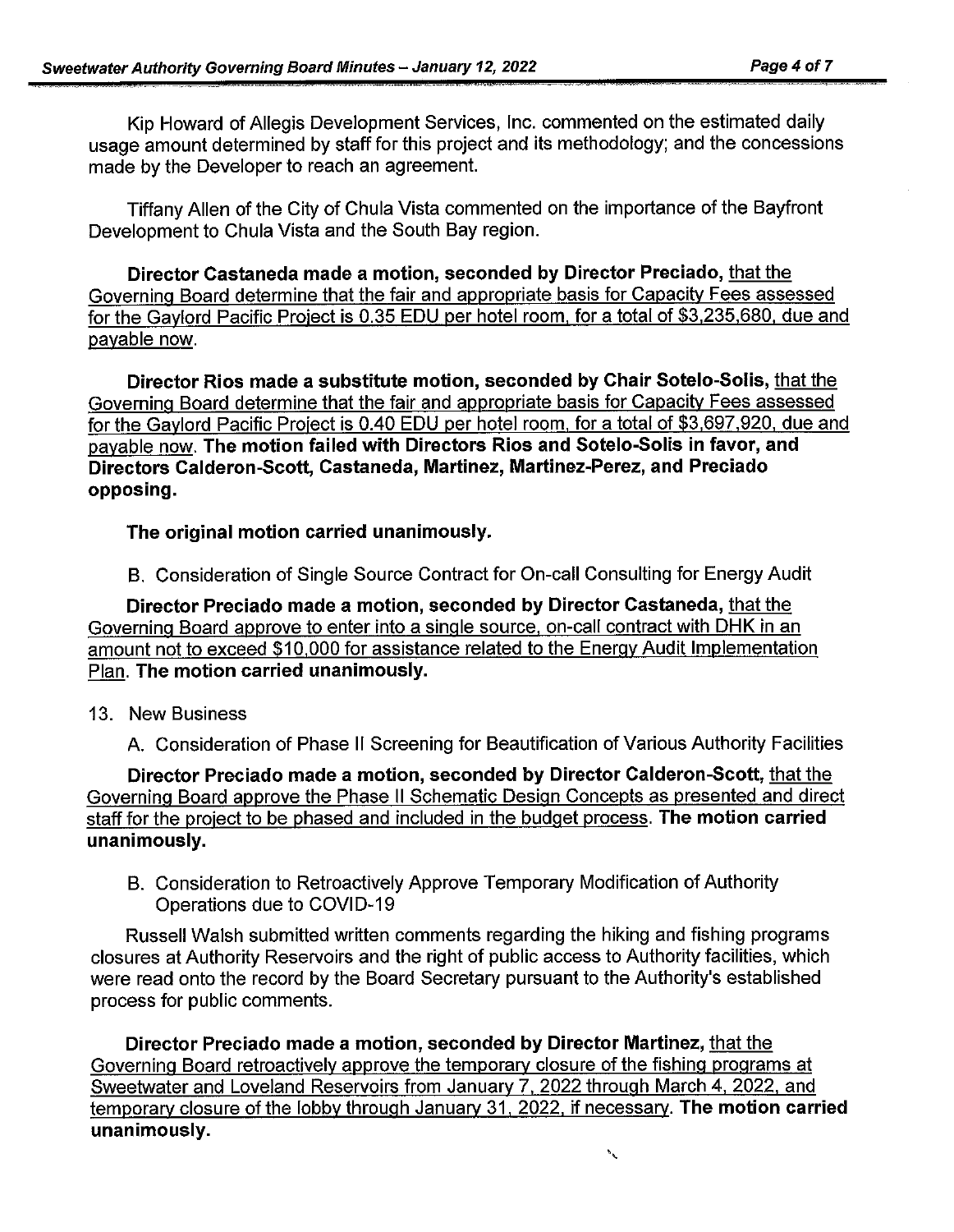Kip Howard of Allegis Development Services, Inc. commented on the estimated daily usage amount determined by staff for this project and its methodology; and the concessions made by the Developer to reach an agreement.

Tiffany Allen of the City of Chula Vista commented on the importance of the Bayfront Development to Chula Vista and the South Bay region.

**Director Castaneda made a motion, seconded by Director Preciado,** that the Governing Board determine that the fair and appropriate basis for Capacity Fees assessed for the Gaylord Pacific Project is 0.35 EDU per hotel room, for a total of $3,235,680, due and payable now.

**Director Rios made a substitute motion, seconded by Chair Sotelo-Solis,** that the Governing Board determine that the fair and appropriate basis for Capacity Fees assessed for the Gaylord Pacific Project is 0.40 EDU per hotel room, for a total of $3,697,920, due and payable now. **The motion failed with Directors Rios and Sotelo-Solis in favor, and Directors Calderon-Scott, Castaneda, Martinez, Martinez-Perez, and Preciado opposing.**

**The original motion carried unanimously.**

B. Consideration of Single Source Contract for On-call Consulting for Energy Audit

**Director Preciado made a motion, seconded by Director Castaneda,** that the Governing Board approve to enter into a single source, on-call contract with DHK in an amount not to exceed $10,000 for assistance related to the Energy Audit Implementation Plan. **The motion carried unanimously.**

13. New Business

A. Consideration of Phase II Screening for Beautification of Various Authority Facilities

**Director Preciado made a motion, seconded by Director Calderon-Scott,** that the Governing Board approve the Phase II Schematic Design Concepts as presented and direct staff for the project to be phased and included in the budget process. **The motion carried unanimously.**

B. Consideration to Retroactively Approve Temporary Modification of Authority Operations due to COVID-19

Russell Walsh submitted written comments regarding the hiking and fishing programs closures at Authority Reservoirs and the right of public access to Authority facilities, which were read onto the record by the Board Secretary pursuant to the Authority's established process for public comments.

**Director Preciado made a motion, seconded by Director Martinez,** that the Governing Board retroactively approve the temporary closure of the fishing programs at Sweetwater and Loveland Reservoirs from January 7, 2022 through March 4, 2022, and temporary closure of the lobby through January 31, 2022, if necessary. **The motion carried unanimously.**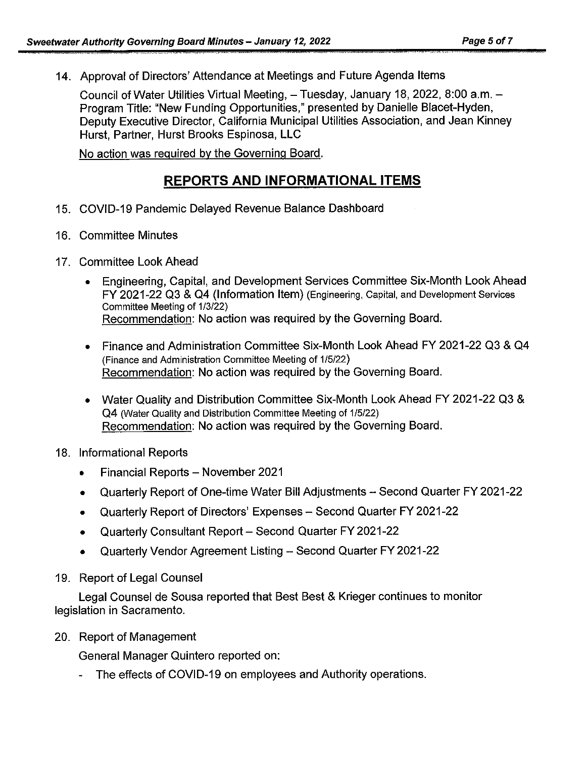14. Approval of Directors' Attendance at Meetings and Future Agenda Items

    Council of Water Utilities Virtual Meeting, – Tuesday, January 18, 2022, 8:00 a.m. – Program Title: "New Funding Opportunities," presented by Danielle Blacet-Hyden, Deputy Executive Director, California Municipal Utilities Association, and Jean Kinney Hurst, Partner, Hurst Brooks Espinosa, LLC

    No action was required by the Governing Board.

## REPORTS AND INFORMATIONAL ITEMS

15. COVID-19 Pandemic Delayed Revenue Balance Dashboard

16. Committee Minutes

17. Committee Look Ahead

    - Engineering, Capital, and Development Services Committee Six-Month Look Ahead FY 2021-22 Q3 & Q4 (Information Item) (Engineering, Capital, and Development Services Committee Meeting of 1/3/22)
      Recommendation: No action was required by the Governing Board.

    - Finance and Administration Committee Six-Month Look Ahead FY 2021-22 Q3 & Q4 (Finance and Administration Committee Meeting of 1/5/22)
      Recommendation: No action was required by the Governing Board.

    - Water Quality and Distribution Committee Six-Month Look Ahead FY 2021-22 Q3 & Q4 (Water Quality and Distribution Committee Meeting of 1/5/22)
      Recommendation: No action was required by the Governing Board.

18. Informational Reports

    - Financial Reports – November 2021
    - Quarterly Report of One-time Water Bill Adjustments – Second Quarter FY 2021-22
    - Quarterly Report of Directors' Expenses – Second Quarter FY 2021-22
    - Quarterly Consultant Report – Second Quarter FY 2021-22
    - Quarterly Vendor Agreement Listing – Second Quarter FY 2021-22

19. Report of Legal Counsel

    Legal Counsel de Sousa reported that Best Best & Krieger continues to monitor legislation in Sacramento.

20. Report of Management

    General Manager Quintero reported on:

    - The effects of COVID-19 on employees and Authority operations.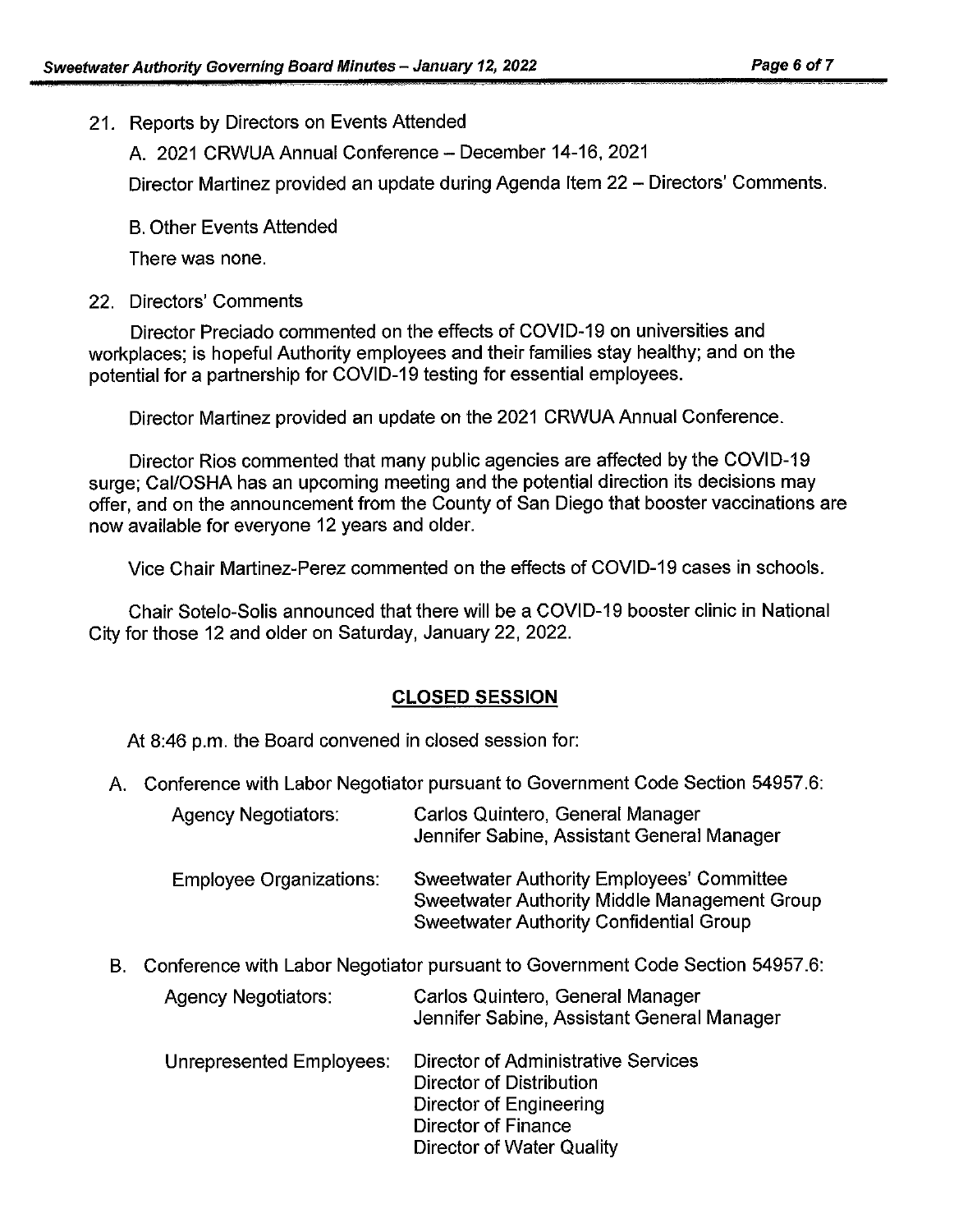21. Reports by Directors on Events Attended

    A. 2021 CRWUA Annual Conference – December 14-16, 2021

    Director Martinez provided an update during Agenda Item 22 – Directors' Comments.

    B. Other Events Attended

    There was none.

22. Directors' Comments

    Director Preciado commented on the effects of COVID-19 on universities and workplaces; is hopeful Authority employees and their families stay healthy; and on the potential for a partnership for COVID-19 testing for essential employees.

    Director Martinez provided an update on the 2021 CRWUA Annual Conference.

    Director Rios commented that many public agencies are affected by the COVID-19 surge; Cal/OSHA has an upcoming meeting and the potential direction its decisions may offer, and on the announcement from the County of San Diego that booster vaccinations are now available for everyone 12 years and older.

    Vice Chair Martinez-Perez commented on the effects of COVID-19 cases in schools.

    Chair Sotelo-Solis announced that there will be a COVID-19 booster clinic in National City for those 12 and older on Saturday, January 22, 2022.

## CLOSED SESSION

At 8:46 p.m. the Board convened in closed session for:

A. Conference with Labor Negotiator pursuant to Government Code Section 54957.6:

| | |
|---|---|
| Agency Negotiators: | Carlos Quintero, General Manager<br>Jennifer Sabine, Assistant General Manager |
| Employee Organizations: | Sweetwater Authority Employees' Committee<br>Sweetwater Authority Middle Management Group<br>Sweetwater Authority Confidential Group |

B. Conference with Labor Negotiator pursuant to Government Code Section 54957.6:

| | |
|---|---|
| Agency Negotiators: | Carlos Quintero, General Manager<br>Jennifer Sabine, Assistant General Manager |
| Unrepresented Employees: | Director of Administrative Services<br>Director of Distribution<br>Director of Engineering<br>Director of Finance<br>Director of Water Quality |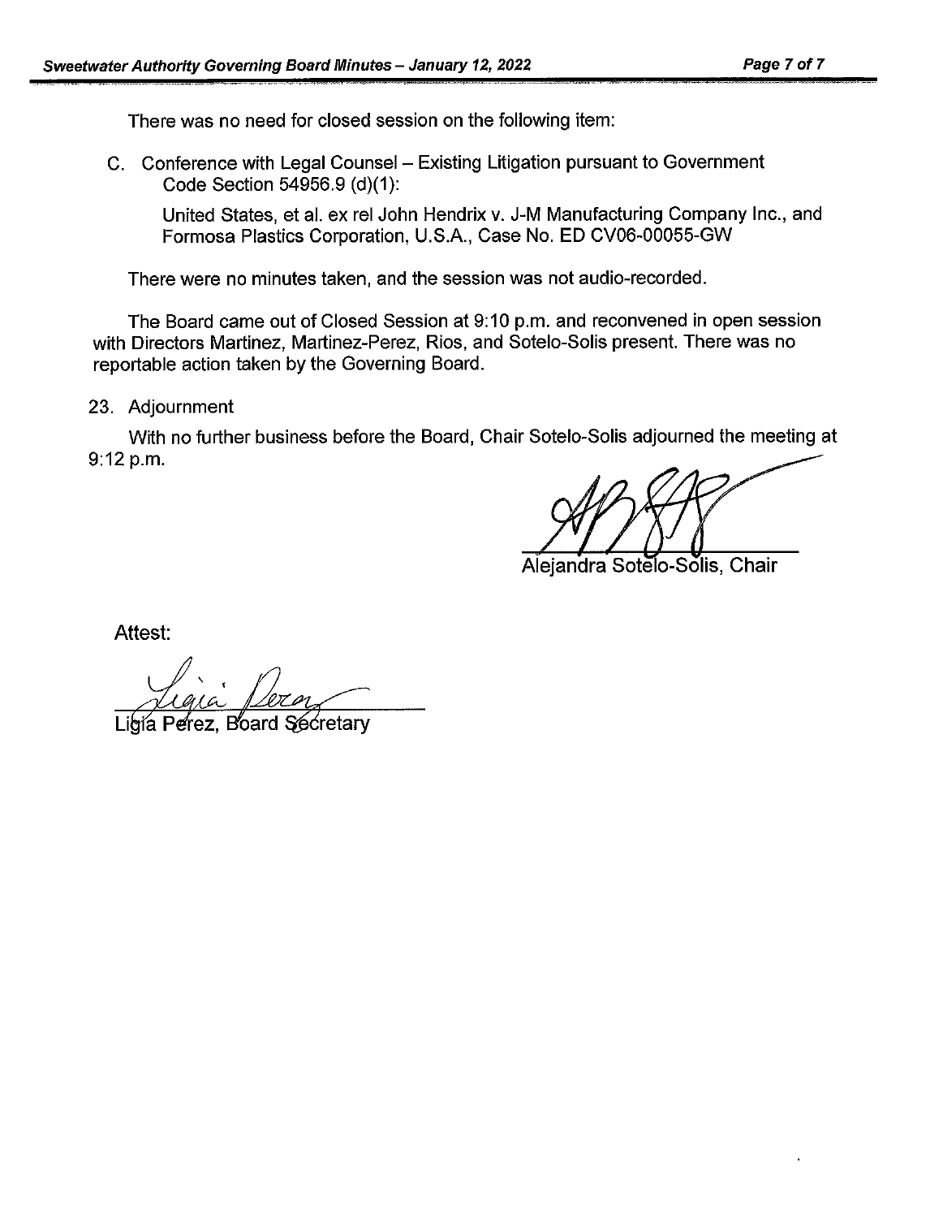There was no need for closed session on the following item:

C. Conference with Legal Counsel – Existing Litigation pursuant to Government Code Section 54956.9 (d)(1):

   United States, et al. ex rel John Hendrix v. J-M Manufacturing Company Inc., and Formosa Plastics Corporation, U.S.A., Case No. ED CV06-00055-GW

There were no minutes taken, and the session was not audio-recorded.

The Board came out of Closed Session at 9:10 p.m. and reconvened in open session with Directors Martinez, Martinez-Perez, Rios, and Sotelo-Solis present. There was no reportable action taken by the Governing Board.

23. Adjournment

With no further business before the Board, Chair Sotelo-Solis adjourned the meeting at 9:12 p.m.

Alejandra Sotelo-Solis, Chair

Attest:

Ligia Perez, Board Secretary